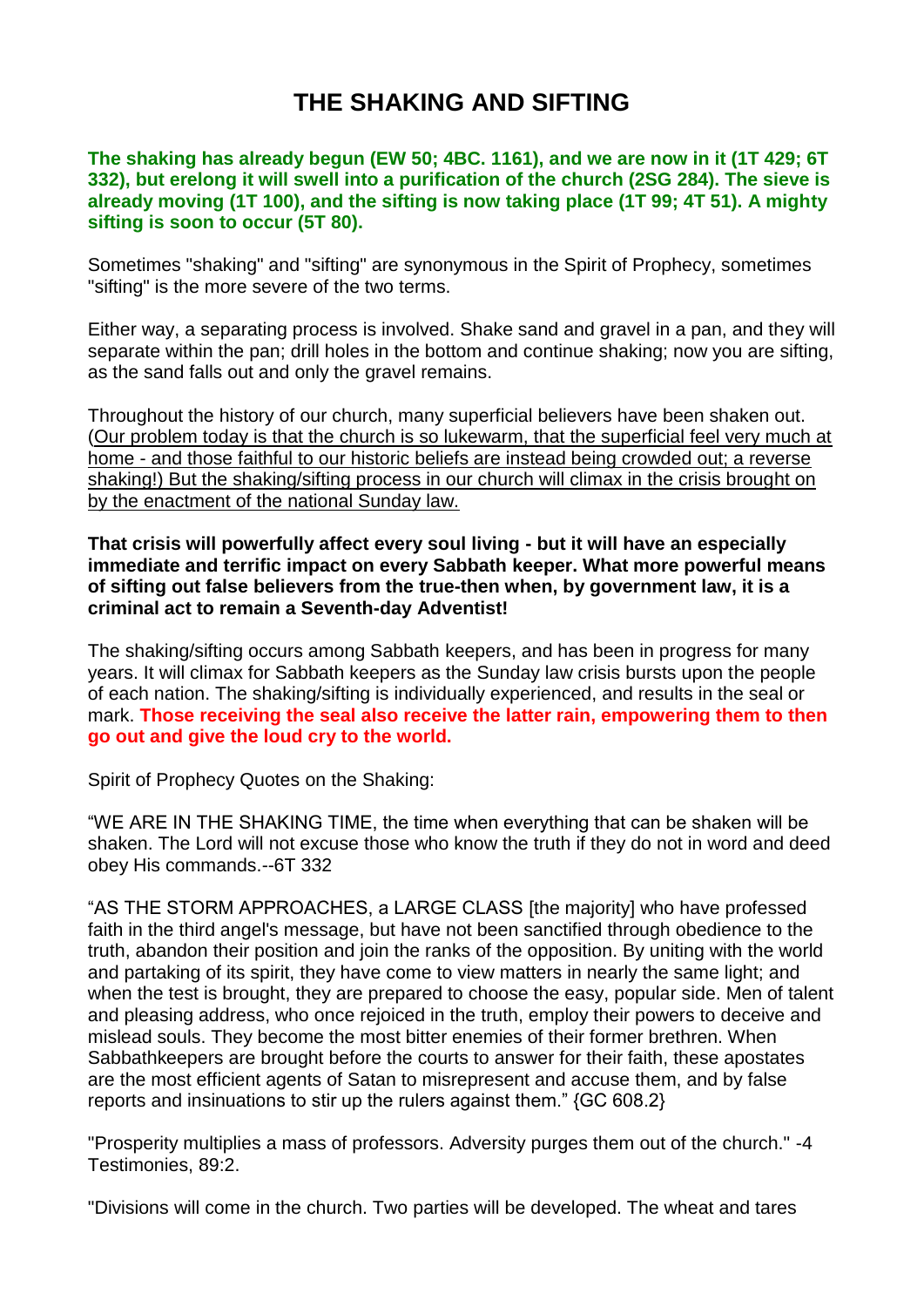# THE SHAKING AND SIFTING

**The shaking has already begun (EW 50; 4BC. 1161), and we are now in it (1T 429; 6T 332), but erelong it will swell into a purification of the church (2SG 284). The sieve is already moving (1T 100), and the sifting is now taking place (1T 99; 4T 51). A mighty sifting is soon to occur (5T 80).**

Sometimes "shaking" and "sifting" are synonymous in the Spirit of Prophecy, sometimes "sifting" is the more severe of the two terms.

Either way, a separating process is involved. Shake sand and gravel in a pan, and they will separate within the pan; drill holes in the bottom and continue shaking; now you are sifting, as the sand falls out and only the gravel remains.

Throughout the history of our church, many superficial believers have been shaken out. (Our problem today is that the church is so lukewarm, that the superficial feel very much at home - and those faithful to our historic beliefs are instead being crowded out; a reverse shaking!) But the shaking/sifting process in our church will climax in the crisis brought on by the enactment of the national Sunday law.

**That crisis will powerfully affect every soul living - but it will have an especially immediate and terrific impact on every Sabbath keeper. What more powerful means of sifting out false believers from the true-then when, by government law, it is a criminal act to remain a Seventh-day Adventist!**

The shaking/sifting occurs among Sabbath keepers, and has been in progress for many years. It will climax for Sabbath keepers as the Sunday law crisis bursts upon the people of each nation. The shaking/sifting is individually experienced, and results in the seal or mark. **Those receiving the seal also receive the latter rain, empowering them to then go out and give the loud cry to the world.**

Spirit of Prophecy Quotes on the Shaking:

"WE ARE IN THE SHAKING TIME, the time when everything that can be shaken will be shaken. The Lord will not excuse those who know the truth if they do not in word and deed obey His commands.--6T 332

"AS THE STORM APPROACHES, a LARGE CLASS [the majority] who have professed faith in the third angel's message, but have not been sanctified through obedience to the truth, abandon their position and join the ranks of the opposition. By uniting with the world and partaking of its spirit, they have come to view matters in nearly the same light; and when the test is brought, they are prepared to choose the easy, popular side. Men of talent and pleasing address, who once rejoiced in the truth, employ their powers to deceive and mislead souls. They become the most bitter enemies of their former brethren. When Sabbathkeepers are brought before the courts to answer for their faith, these apostates are the most efficient agents of Satan to misrepresent and accuse them, and by false reports and insinuations to stir up the rulers against them." {GC 608.2}

"Prosperity multiplies a mass of professors. Adversity purges them out of the church." -4 Testimonies, 89:2.

"Divisions will come in the church. Two parties will be developed. The wheat and tares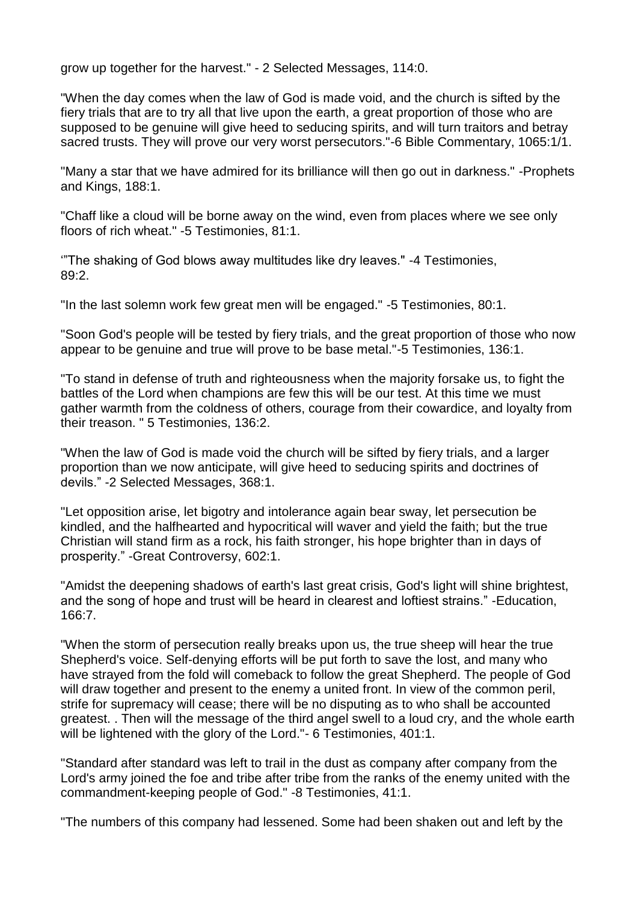grow up together for the harvest." - 2 Selected Messages, 114:0.

"When the day comes when the law of God is made void, and the church is sifted by the fiery trials that are to try all that live upon the earth, a great proportion of those who are supposed to be genuine will give heed to seducing spirits, and will turn traitors and betray sacred trusts. They will prove our very worst persecutors."-6 Bible Commentary, 1065:1/1.

"Many a star that we have admired for its brilliance will then go out in darkness." -Prophets and Kings, 188:1.

"Chaff like a cloud will be borne away on the wind, even from places where we see only floors of rich wheat." -5 Testimonies, 81:1.

'"The shaking of God blows away multitudes like dry leaves." -4 Testimonies, 89:2.

"In the last solemn work few great men will be engaged." -5 Testimonies, 80:1.

"Soon God's people will be tested by fiery trials, and the great proportion of those who now appear to be genuine and true will prove to be base metal."-5 Testimonies, 136:1.

"To stand in defense of truth and righteousness when the majority forsake us, to fight the battles of the Lord when champions are few this will be our test. At this time we must gather warmth from the coldness of others, courage from their cowardice, and loyalty from their treason. " 5 Testimonies, 136:2.

"When the law of God is made void the church will be sifted by fiery trials, and a larger proportion than we now anticipate, will give heed to seducing spirits and doctrines of devils." -2 Selected Messages, 368:1.

"Let opposition arise, let bigotry and intolerance again bear sway, let persecution be kindled, and the halfhearted and hypocritical will waver and yield the faith; but the true Christian will stand firm as a rock, his faith stronger, his hope brighter than in days of prosperity." -Great Controversy, 602:1.

"Amidst the deepening shadows of earth's last great crisis, God's light will shine brightest, and the song of hope and trust will be heard in clearest and loftiest strains." -Education, 166:7.

"When the storm of persecution really breaks upon us, the true sheep will hear the true Shepherd's voice. Self-denying efforts will be put forth to save the lost, and many who have strayed from the fold will comeback to follow the great Shepherd. The people of God will draw together and present to the enemy a united front. In view of the common peril, strife for supremacy will cease; there will be no disputing as to who shall be accounted greatest. . Then will the message of the third angel swell to a loud cry, and the whole earth will be lightened with the glory of the Lord."- 6 Testimonies, 401:1.

"Standard after standard was left to trail in the dust as company after company from the Lord's army joined the foe and tribe after tribe from the ranks of the enemy united with the commandment-keeping people of God." -8 Testimonies, 41:1.

"The numbers of this company had lessened. Some had been shaken out and left by the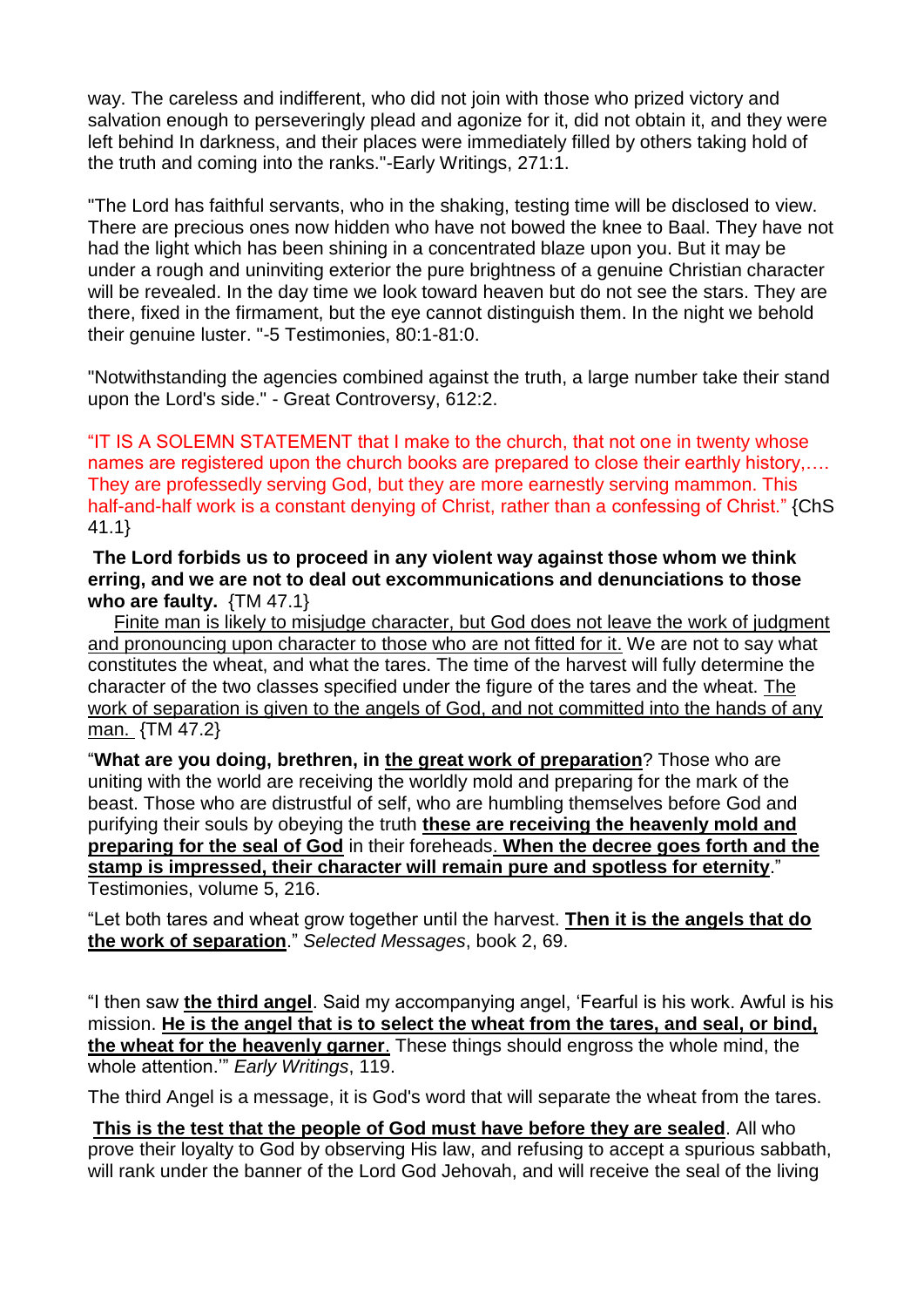way. The careless and indifferent, who did not join with those who prized victory and salvation enough to perseveringly plead and agonize for it, did not obtain it, and they were left behind In darkness, and their places were immediately filled by others taking hold of the truth and coming into the ranks."-Early Writings, 271:1.

"The Lord has faithful servants, who in the shaking, testing time will be disclosed to view. There are precious ones now hidden who have not bowed the knee to Baal. They have not had the light which has been shining in a concentrated blaze upon you. But it may be under a rough and uninviting exterior the pure brightness of a genuine Christian character will be revealed. In the day time we look toward heaven but do not see the stars. They are there, fixed in the firmament, but the eye cannot distinguish them. In the night we behold their genuine luster. "-5 Testimonies, 80:1-81:0.

"Notwithstanding the agencies combined against the truth, a large number take their stand upon the Lord's side." - Great Controversy, 612:2.

"IT IS A SOLEMN STATEMENT that I make to the church, that not one in twenty whose names are registered upon the church books are prepared to close their earthly history,…. They are professedly serving God, but they are more earnestly serving mammon. This half-and-half work is a constant denying of Christ, rather than a confessing of Christ." {ChS 41.1}

**The Lord forbids us to proceed in any violent way against those whom we think erring, and we are not to deal out excommunications and denunciations to those who are faulty.** {TM 47.1}

Finite man is likely to misjudge character, but God does not leave the work of judgment and pronouncing upon character to those who are not fitted for it. We are not to say what constitutes the wheat, and what the tares. The time of the harvest will fully determine the character of the two classes specified under the figure of the tares and the wheat. The work of separation is given to the angels of God, and not committed into the hands of any man. {TM 47.2}

"**What are you doing, brethren, in the great work of preparation**? Those who are uniting with the world are receiving the worldly mold and preparing for the mark of the beast. Those who are distrustful of self, who are humbling themselves before God and purifying their souls by obeying the truth **these are receiving the heavenly mold and preparing for the seal of God** in their foreheads. **When the decree goes forth and the stamp is impressed, their character will remain pure and spotless for eternity**." Testimonies, volume 5, 216.

"Let both tares and wheat grow together until the harvest. **Then it is the angels that do the work of separation**." *Selected Messages*, book 2, 69.

"I then saw **the third angel**. Said my accompanying angel, 'Fearful is his work. Awful is his mission. **He is the angel that is to select the wheat from the tares, and seal, or bind, the wheat for the heavenly garner**. These things should engross the whole mind, the whole attention.'" *Early Writings*, 119.

The third Angel is a message, it is God's word that will separate the wheat from the tares.

**This is the test that the people of God must have before they are sealed**. All who prove their loyalty to God by observing His law, and refusing to accept a spurious sabbath, will rank under the banner of the Lord God Jehovah, and will receive the seal of the living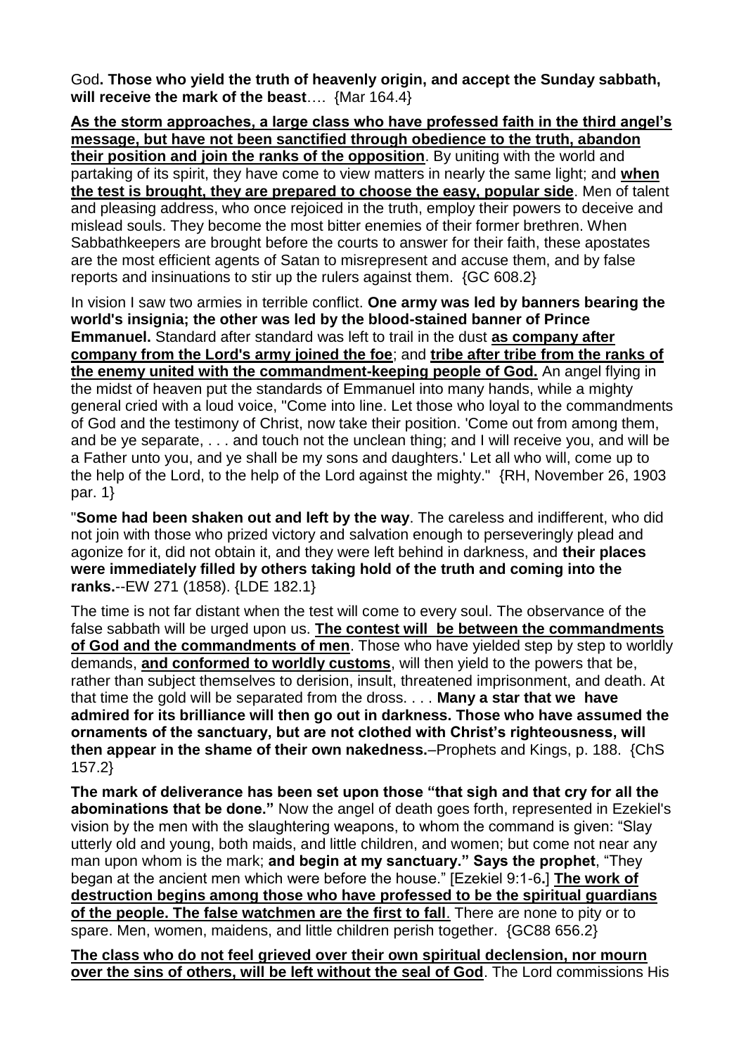God**. Those who yield the truth of heavenly origin, and accept the Sunday sabbath, will receive the mark of the beast**…. {Mar 164.4}

**As the storm approaches, a large class who have professed faith in the third angel's message, but have not been sanctified through obedience to the truth, abandon their position and join the ranks of the opposition**. By uniting with the world and partaking of its spirit, they have come to view matters in nearly the same light; and **when the test is brought, they are prepared to choose the easy, popular side**. Men of talent and pleasing address, who once rejoiced in the truth, employ their powers to deceive and mislead souls. They become the most bitter enemies of their former brethren. When Sabbathkeepers are brought before the courts to answer for their faith, these apostates are the most efficient agents of Satan to misrepresent and accuse them, and by false reports and insinuations to stir up the rulers against them. {GC 608.2}

In vision I saw two armies in terrible conflict. **One army was led by banners bearing the world's insignia; the other was led by the blood-stained banner of Prince Emmanuel.** Standard after standard was left to trail in the dust **as company after company from the Lord's army joined the foe**; and **tribe after tribe from the ranks of the enemy united with the commandment-keeping people of God.** An angel flying in the midst of heaven put the standards of Emmanuel into many hands, while a mighty general cried with a loud voice, "Come into line. Let those who loyal to the commandments of God and the testimony of Christ, now take their position. 'Come out from among them, and be ye separate, . . . and touch not the unclean thing; and I will receive you, and will be a Father unto you, and ye shall be my sons and daughters.' Let all who will, come up to the help of the Lord, to the help of the Lord against the mighty." {RH, November 26, 1903 par. 1}

"**Some had been shaken out and left by the way**. The careless and indifferent, who did not join with those who prized victory and salvation enough to perseveringly plead and agonize for it, did not obtain it, and they were left behind in darkness, and **their places were immediately filled by others taking hold of the truth and coming into the ranks.**--EW 271 (1858). {LDE 182.1}

The time is not far distant when the test will come to every soul. The observance of the false sabbath will be urged upon us. **The contest will be between the commandments of God and the commandments of men**. Those who have yielded step by step to worldly demands, **and conformed to worldly customs**, will then yield to the powers that be, rather than subject themselves to derision, insult, threatened imprisonment, and death. At that time the gold will be separated from the dross. . . . **Many a star that we have admired for its brilliance will then go out in darkness. Those who have assumed the ornaments of the sanctuary, but are not clothed with Christ's righteousness, will then appear in the shame of their own nakedness.**–Prophets and Kings, p. 188. {ChS 157.2}

**The mark of deliverance has been set upon those "that sigh and that cry for all the abominations that be done."** Now the angel of death goes forth, represented in Ezekiel's vision by the men with the slaughtering weapons, to whom the command is given: "Slay utterly old and young, both maids, and little children, and women; but come not near any man upon whom is the mark; **and begin at my sanctuary." Says the prophet**, "They began at the ancient men which were before the house." [Ezekiel 9:1-6**.**] **The work of destruction begins among those who have professed to be the spiritual guardians of the people. The false watchmen are the first to fall**. There are none to pity or to spare. Men, women, maidens, and little children perish together. {GC88 656.2}

**The class who do not feel grieved over their own spiritual declension, nor mourn over the sins of others, will be left without the seal of God**. The Lord commissions His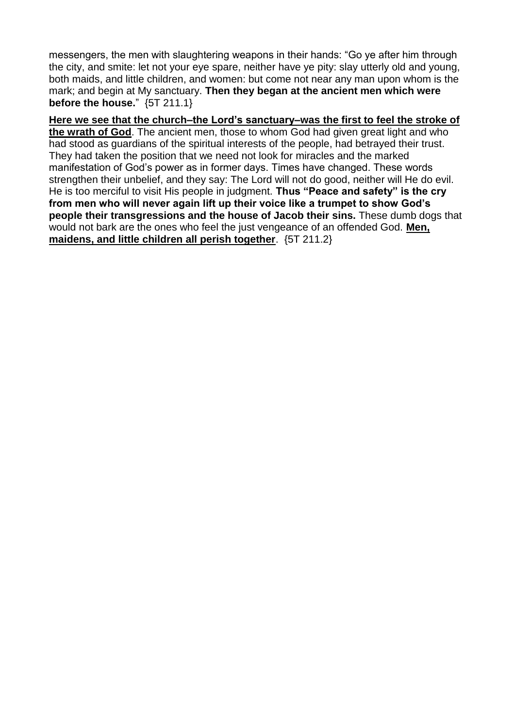messengers, the men with slaughtering weapons in their hands: "Go ye after him through the city, and smite: let not your eye spare, neither have ye pity: slay utterly old and young, both maids, and little children, and women: but come not near any man upon whom is the mark; and begin at My sanctuary. **Then they began at the ancient men which were before the house.**" {5T 211.1}

<u>**Here we see that the church–the Lord's sanctuary–was the first to feel the stroke of the wrath of God**</u>. The ancient men, those to whom God had given great light and who had stood as guardians of the spiritual interests of the people, had betrayed their trust. They had taken the position that we need not look for miracles and the marked manifestation of God's power as in former days. Times have changed. These words strengthen their unbelief, and they say: The Lord will not do good, neither will He do evil. He is too merciful to visit His people in judgment. **Thus "Peace and safety" is the cry from men who will never again lift up their voice like a trumpet to show God's people their transgressions and the house of Jacob their sins.** These dumb dogs that would not bark are the ones who feel the just vengeance of an offended God. <u>**Men, maidens, and little children all perish together**</u>. {5T 211.2}